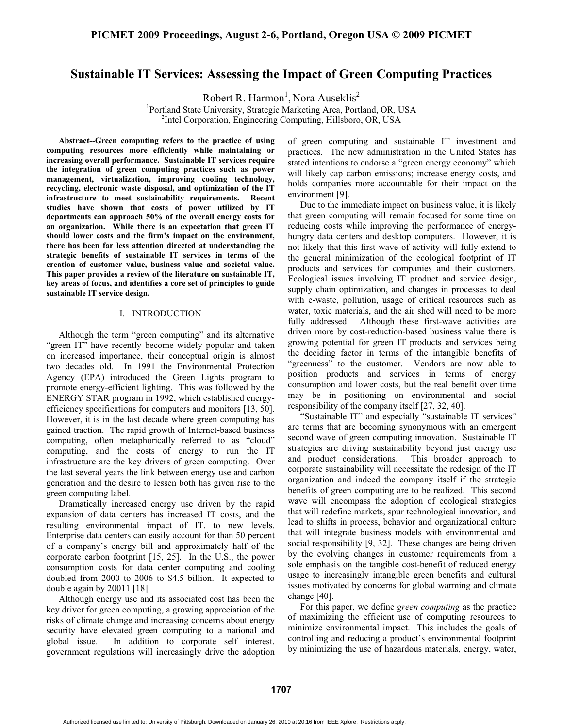# Sustainable IT Services: Assessing the Impact of Green Computing Practices

Robert R. Harmon[1], Nora Auseklis[2]

[1]Portland State University, Strategic Marketing Area, Portland, OR, USA
[2]Intel Corporation, Engineering Computing, Hillsboro, OR, USA

**Abstract--Green computing refers to the practice of using computing resources more efficiently while maintaining or increasing overall performance. Sustainable IT services require the integration of green computing practices such as power management, virtualization, improving cooling technology, recycling, electronic waste disposal, and optimization of the IT infrastructure to meet sustainability requirements. Recent studies have shown that costs of power utilized by IT departments can approach 50% of the overall energy costs for an organization. While there is an expectation that green IT should lower costs and the firm's impact on the environment, there has been far less attention directed at understanding the strategic benefits of sustainable IT services in terms of the creation of customer value, business value and societal value. This paper provides a review of the literature on sustainable IT, key areas of focus, and identifies a core set of principles to guide sustainable IT service design.**

## I. INTRODUCTION

Although the term "green computing" and its alternative "green IT" have recently become widely popular and taken on increased importance, their conceptual origin is almost two decades old. In 1991 the Environmental Protection Agency (EPA) introduced the Green Lights program to promote energy-efficient lighting. This was followed by the ENERGY STAR program in 1992, which established energy-efficiency specifications for computers and monitors [13, 50]. However, it is in the last decade where green computing has gained traction. The rapid growth of Internet-based business computing, often metaphorically referred to as "cloud" computing, and the costs of energy to run the IT infrastructure are the key drivers of green computing. Over the last several years the link between energy use and carbon generation and the desire to lessen both has given rise to the green computing label.

Dramatically increased energy use driven by the rapid expansion of data centers has increased IT costs, and the resulting environmental impact of IT, to new levels. Enterprise data centers can easily account for than 50 percent of a company's energy bill and approximately half of the corporate carbon footprint [15, 25]. In the U.S., the power consumption costs for data center computing and cooling doubled from 2000 to 2006 to $4.5 billion. It expected to double again by 20011 [18].

Although energy use and its associated cost has been the key driver for green computing, a growing appreciation of the risks of climate change and increasing concerns about energy security have elevated green computing to a national and global issue. In addition to corporate self interest, government regulations will increasingly drive the adoption of green computing and sustainable IT investment and practices. The new administration in the United States has stated intentions to endorse a "green energy economy" which will likely cap carbon emissions; increase energy costs, and holds companies more accountable for their impact on the environment [9].

Due to the immediate impact on business value, it is likely that green computing will remain focused for some time on reducing costs while improving the performance of energy-hungry data centers and desktop computers. However, it is not likely that this first wave of activity will fully extend to the general minimization of the ecological footprint of IT products and services for companies and their customers. Ecological issues involving IT product and service design, supply chain optimization, and changes in processes to deal with e-waste, pollution, usage of critical resources such as water, toxic materials, and the air shed will need to be more fully addressed. Although these first-wave activities are driven more by cost-reduction-based business value there is growing potential for green IT products and services being the deciding factor in terms of the intangible benefits of "greenness" to the customer. Vendors are now able to position products and services in terms of energy consumption and lower costs, but the real benefit over time may be in positioning on environmental and social responsibility of the company itself [27, 32, 40].

"Sustainable IT" and especially "sustainable IT services" are terms that are becoming synonymous with an emergent second wave of green computing innovation. Sustainable IT strategies are driving sustainability beyond just energy use and product considerations. This broader approach to corporate sustainability will necessitate the redesign of the IT organization and indeed the company itself if the strategic benefits of green computing are to be realized. This second wave will encompass the adoption of ecological strategies that will redefine markets, spur technological innovation, and lead to shifts in process, behavior and organizational culture that will integrate business models with environmental and social responsibility [9, 32]. These changes are being driven by the evolving changes in customer requirements from a sole emphasis on the tangible cost-benefit of reduced energy usage to increasingly intangible green benefits and cultural issues motivated by concerns for global warming and climate change [40].

For this paper, we define *green computing* as the practice of maximizing the efficient use of computing resources to minimize environmental impact. This includes the goals of controlling and reducing a product's environmental footprint by minimizing the use of hazardous materials, energy, water,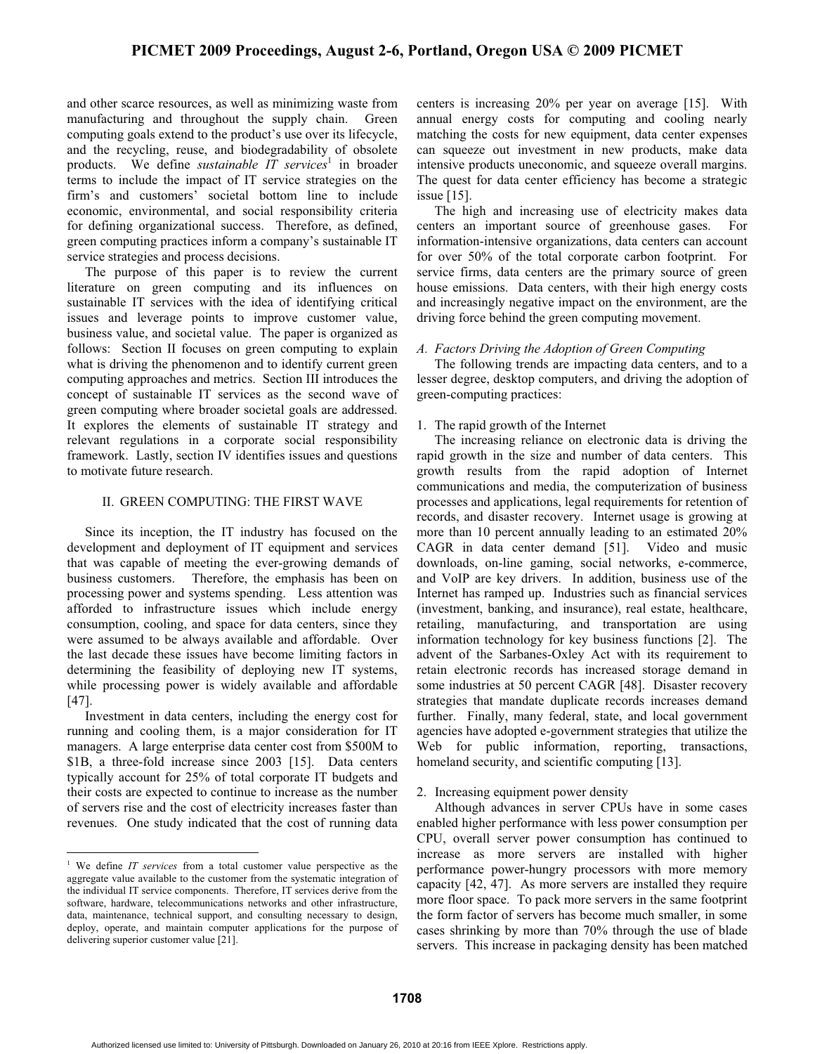and other scarce resources, as well as minimizing waste from manufacturing and throughout the supply chain. Green computing goals extend to the product's use over its lifecycle, and the recycling, reuse, and biodegradability of obsolete products. We define *sustainable IT services*[1] in broader terms to include the impact of IT service strategies on the firm's and customers' societal bottom line to include economic, environmental, and social responsibility criteria for defining organizational success. Therefore, as defined, green computing practices inform a company's sustainable IT service strategies and process decisions.

The purpose of this paper is to review the current literature on green computing and its influences on sustainable IT services with the idea of identifying critical issues and leverage points to improve customer value, business value, and societal value. The paper is organized as follows: Section II focuses on green computing to explain what is driving the phenomenon and to identify current green computing approaches and metrics. Section III introduces the concept of sustainable IT services as the second wave of green computing where broader societal goals are addressed. It explores the elements of sustainable IT strategy and relevant regulations in a corporate social responsibility framework. Lastly, section IV identifies issues and questions to motivate future research.

## II. GREEN COMPUTING: THE FIRST WAVE

Since its inception, the IT industry has focused on the development and deployment of IT equipment and services that was capable of meeting the ever-growing demands of business customers. Therefore, the emphasis has been on processing power and systems spending. Less attention was afforded to infrastructure issues which include energy consumption, cooling, and space for data centers, since they were assumed to be always available and affordable. Over the last decade these issues have become limiting factors in determining the feasibility of deploying new IT systems, while processing power is widely available and affordable [47].

Investment in data centers, including the energy cost for running and cooling them, is a major consideration for IT managers. A large enterprise data center cost from $500M to $1B, a three-fold increase since 2003 [15]. Data centers typically account for 25% of total corporate IT budgets and their costs are expected to continue to increase as the number of servers rise and the cost of electricity increases faster than revenues. One study indicated that the cost of running data centers is increasing 20% per year on average [15]. With annual energy costs for computing and cooling nearly matching the costs for new equipment, data center expenses can squeeze out investment in new products, make data intensive products uneconomic, and squeeze overall margins. The quest for data center efficiency has become a strategic issue [15].

The high and increasing use of electricity makes data centers an important source of greenhouse gases. For information-intensive organizations, data centers can account for over 50% of the total corporate carbon footprint. For service firms, data centers are the primary source of green house emissions. Data centers, with their high energy costs and increasingly negative impact on the environment, are the driving force behind the green computing movement.

### *A. Factors Driving the Adoption of Green Computing*

The following trends are impacting data centers, and to a lesser degree, desktop computers, and driving the adoption of green-computing practices:

1. The rapid growth of the Internet

The increasing reliance on electronic data is driving the rapid growth in the size and number of data centers. This growth results from the rapid adoption of Internet communications and media, the computerization of business processes and applications, legal requirements for retention of records, and disaster recovery. Internet usage is growing at more than 10 percent annually leading to an estimated 20% CAGR in data center demand [51]. Video and music downloads, on-line gaming, social networks, e-commerce, and VoIP are key drivers. In addition, business use of the Internet has ramped up. Industries such as financial services (investment, banking, and insurance), real estate, healthcare, retailing, manufacturing, and transportation are using information technology for key business functions [2]. The advent of the Sarbanes-Oxley Act with its requirement to retain electronic records has increased storage demand in some industries at 50 percent CAGR [48]. Disaster recovery strategies that mandate duplicate records increases demand further. Finally, many federal, state, and local government agencies have adopted e-government strategies that utilize the Web for public information, reporting, transactions, homeland security, and scientific computing [13].

2. Increasing equipment power density

Although advances in server CPUs have in some cases enabled higher performance with less power consumption per CPU, overall server power consumption has continued to increase as more servers are installed with higher performance power-hungry processors with more memory capacity [42, 47]. As more servers are installed they require more floor space. To pack more servers in the same footprint the form factor of servers has become much smaller, in some cases shrinking by more than 70% through the use of blade servers. This increase in packaging density has been matched

[1] We define *IT services* from a total customer value perspective as the aggregate value available to the customer from the systematic integration of the individual IT service components. Therefore, IT services derive from the software, hardware, telecommunications networks and other infrastructure, data, maintenance, technical support, and consulting necessary to design, deploy, operate, and maintain computer applications for the purpose of delivering superior customer value [21].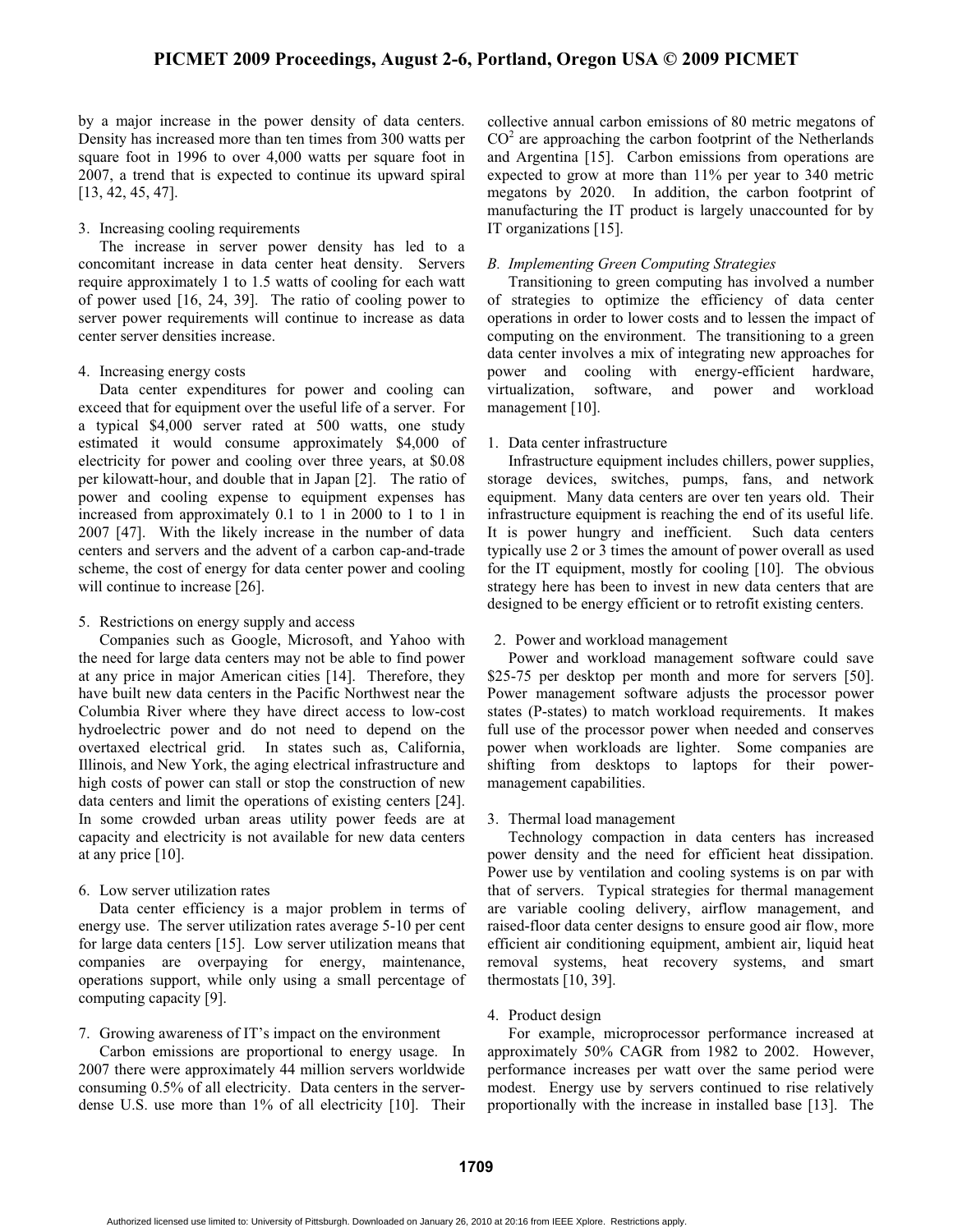by a major increase in the power density of data centers. Density has increased more than ten times from 300 watts per square foot in 1996 to over 4,000 watts per square foot in 2007, a trend that is expected to continue its upward spiral [13, 42, 45, 47].

3. Increasing cooling requirements

The increase in server power density has led to a concomitant increase in data center heat density. Servers require approximately 1 to 1.5 watts of cooling for each watt of power used [16, 24, 39]. The ratio of cooling power to server power requirements will continue to increase as data center server densities increase.

4. Increasing energy costs

Data center expenditures for power and cooling can exceed that for equipment over the useful life of a server. For a typical $4,000 server rated at 500 watts, one study estimated it would consume approximately $4,000 of electricity for power and cooling over three years, at $0.08 per kilowatt-hour, and double that in Japan [2]. The ratio of power and cooling expense to equipment expenses has increased from approximately 0.1 to 1 in 2000 to 1 to 1 in 2007 [47]. With the likely increase in the number of data centers and servers and the advent of a carbon cap-and-trade scheme, the cost of energy for data center power and cooling will continue to increase [26].

5. Restrictions on energy supply and access

Companies such as Google, Microsoft, and Yahoo with the need for large data centers may not be able to find power at any price in major American cities [14]. Therefore, they have built new data centers in the Pacific Northwest near the Columbia River where they have direct access to low-cost hydroelectric power and do not need to depend on the overtaxed electrical grid. In states such as, California, Illinois, and New York, the aging electrical infrastructure and high costs of power can stall or stop the construction of new data centers and limit the operations of existing centers [24]. In some crowded urban areas utility power feeds are at capacity and electricity is not available for new data centers at any price [10].

6. Low server utilization rates

Data center efficiency is a major problem in terms of energy use. The server utilization rates average 5-10 per cent for large data centers [15]. Low server utilization means that companies are overpaying for energy, maintenance, operations support, while only using a small percentage of computing capacity [9].

7. Growing awareness of IT's impact on the environment

Carbon emissions are proportional to energy usage. In 2007 there were approximately 44 million servers worldwide consuming 0.5% of all electricity. Data centers in the server-dense U.S. use more than 1% of all electricity [10]. Their collective annual carbon emissions of 80 metric megatons of $CO^2$ are approaching the carbon footprint of the Netherlands and Argentina [15]. Carbon emissions from operations are expected to grow at more than 11% per year to 340 metric megatons by 2020. In addition, the carbon footprint of manufacturing the IT product is largely unaccounted for by IT organizations [15].

### *B. Implementing Green Computing Strategies*

Transitioning to green computing has involved a number of strategies to optimize the efficiency of data center operations in order to lower costs and to lessen the impact of computing on the environment. The transitioning to a green data center involves a mix of integrating new approaches for power and cooling with energy-efficient hardware, virtualization, software, and power and workload management [10].

1. Data center infrastructure

Infrastructure equipment includes chillers, power supplies, storage devices, switches, pumps, fans, and network equipment. Many data centers are over ten years old. Their infrastructure equipment is reaching the end of its useful life. It is power hungry and inefficient. Such data centers typically use 2 or 3 times the amount of power overall as used for the IT equipment, mostly for cooling [10]. The obvious strategy here has been to invest in new data centers that are designed to be energy efficient or to retrofit existing centers.

2. Power and workload management

Power and workload management software could save $25-75 per desktop per month and more for servers [50]. Power management software adjusts the processor power states (P-states) to match workload requirements. It makes full use of the processor power when needed and conserves power when workloads are lighter. Some companies are shifting from desktops to laptops for their power-management capabilities.

3. Thermal load management

Technology compaction in data centers has increased power density and the need for efficient heat dissipation. Power use by ventilation and cooling systems is on par with that of servers. Typical strategies for thermal management are variable cooling delivery, airflow management, and raised-floor data center designs to ensure good air flow, more efficient air conditioning equipment, ambient air, liquid heat removal systems, heat recovery systems, and smart thermostats [10, 39].

4. Product design

For example, microprocessor performance increased at approximately 50% CAGR from 1982 to 2002. However, performance increases per watt over the same period were modest. Energy use by servers continued to rise relatively proportionally with the increase in installed base [13]. The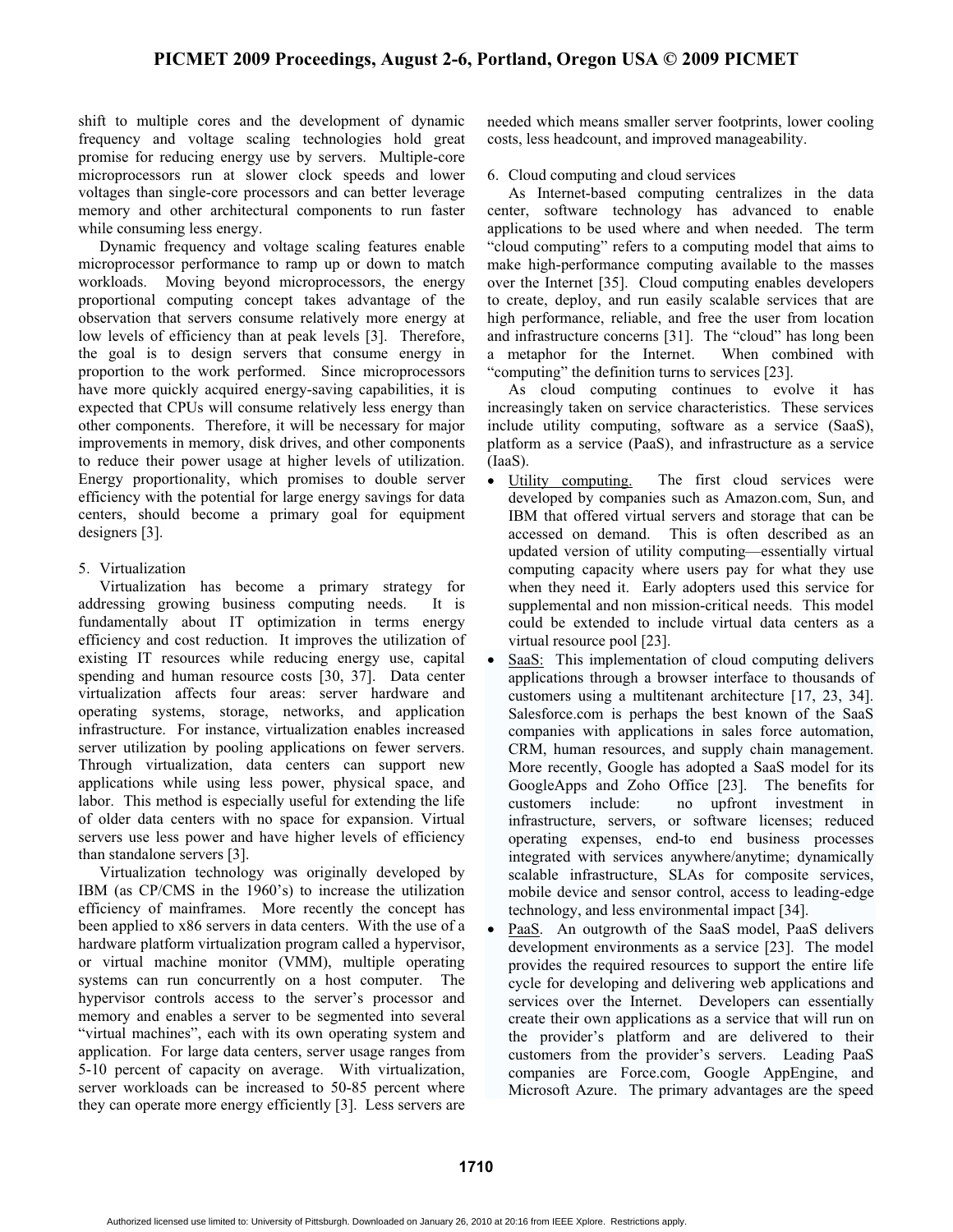shift to multiple cores and the development of dynamic frequency and voltage scaling technologies hold great promise for reducing energy use by servers. Multiple-core microprocessors run at slower clock speeds and lower voltages than single-core processors and can better leverage memory and other architectural components to run faster while consuming less energy.

Dynamic frequency and voltage scaling features enable microprocessor performance to ramp up or down to match workloads. Moving beyond microprocessors, the energy proportional computing concept takes advantage of the observation that servers consume relatively more energy at low levels of efficiency than at peak levels [3]. Therefore, the goal is to design servers that consume energy in proportion to the work performed. Since microprocessors have more quickly acquired energy-saving capabilities, it is expected that CPUs will consume relatively less energy than other components. Therefore, it will be necessary for major improvements in memory, disk drives, and other components to reduce their power usage at higher levels of utilization. Energy proportionality, which promises to double server efficiency with the potential for large energy savings for data centers, should become a primary goal for equipment designers [3].

5. Virtualization

Virtualization has become a primary strategy for addressing growing business computing needs. It is fundamentally about IT optimization in terms energy efficiency and cost reduction. It improves the utilization of existing IT resources while reducing energy use, capital spending and human resource costs [30, 37]. Data center virtualization affects four areas: server hardware and operating systems, storage, networks, and application infrastructure. For instance, virtualization enables increased server utilization by pooling applications on fewer servers. Through virtualization, data centers can support new applications while using less power, physical space, and labor. This method is especially useful for extending the life of older data centers with no space for expansion. Virtual servers use less power and have higher levels of efficiency than standalone servers [3].

Virtualization technology was originally developed by IBM (as CP/CMS in the 1960's) to increase the utilization efficiency of mainframes. More recently the concept has been applied to x86 servers in data centers. With the use of a hardware platform virtualization program called a hypervisor, or virtual machine monitor (VMM), multiple operating systems can run concurrently on a host computer. The hypervisor controls access to the server's processor and memory and enables a server to be segmented into several "virtual machines", each with its own operating system and application. For large data centers, server usage ranges from 5-10 percent of capacity on average. With virtualization, server workloads can be increased to 50-85 percent where they can operate more energy efficiently [3]. Less servers are needed which means smaller server footprints, lower cooling costs, less headcount, and improved manageability.

6. Cloud computing and cloud services

As Internet-based computing centralizes in the data center, software technology has advanced to enable applications to be used where and when needed. The term "cloud computing" refers to a computing model that aims to make high-performance computing available to the masses over the Internet [35]. Cloud computing enables developers to create, deploy, and run easily scalable services that are high performance, reliable, and free the user from location and infrastructure concerns [31]. The "cloud" has long been a metaphor for the Internet. When combined with "computing" the definition turns to services [23].

As cloud computing continues to evolve it has increasingly taken on service characteristics. These services include utility computing, software as a service (SaaS), platform as a service (PaaS), and infrastructure as a service (IaaS).

- Utility computing. The first cloud services were developed by companies such as Amazon.com, Sun, and IBM that offered virtual servers and storage that can be accessed on demand. This is often described as an updated version of utility computing—essentially virtual computing capacity where users pay for what they use when they need it. Early adopters used this service for supplemental and non mission-critical needs. This model could be extended to include virtual data centers as a virtual resource pool [23].
- SaaS: This implementation of cloud computing delivers applications through a browser interface to thousands of customers using a multitenant architecture [17, 23, 34]. Salesforce.com is perhaps the best known of the SaaS companies with applications in sales force automation, CRM, human resources, and supply chain management. More recently, Google has adopted a SaaS model for its GoogleApps and Zoho Office [23]. The benefits for customers include: no upfront investment in infrastructure, servers, or software licenses; reduced operating expenses, end-to end business processes integrated with services anywhere/anytime; dynamically scalable infrastructure, SLAs for composite services, mobile device and sensor control, access to leading-edge technology, and less environmental impact [34].
- PaaS. An outgrowth of the SaaS model, PaaS delivers development environments as a service [23]. The model provides the required resources to support the entire life cycle for developing and delivering web applications and services over the Internet. Developers can essentially create their own applications as a service that will run on the provider's platform and are delivered to their customers from the provider's servers. Leading PaaS companies are Force.com, Google AppEngine, and Microsoft Azure. The primary advantages are the speed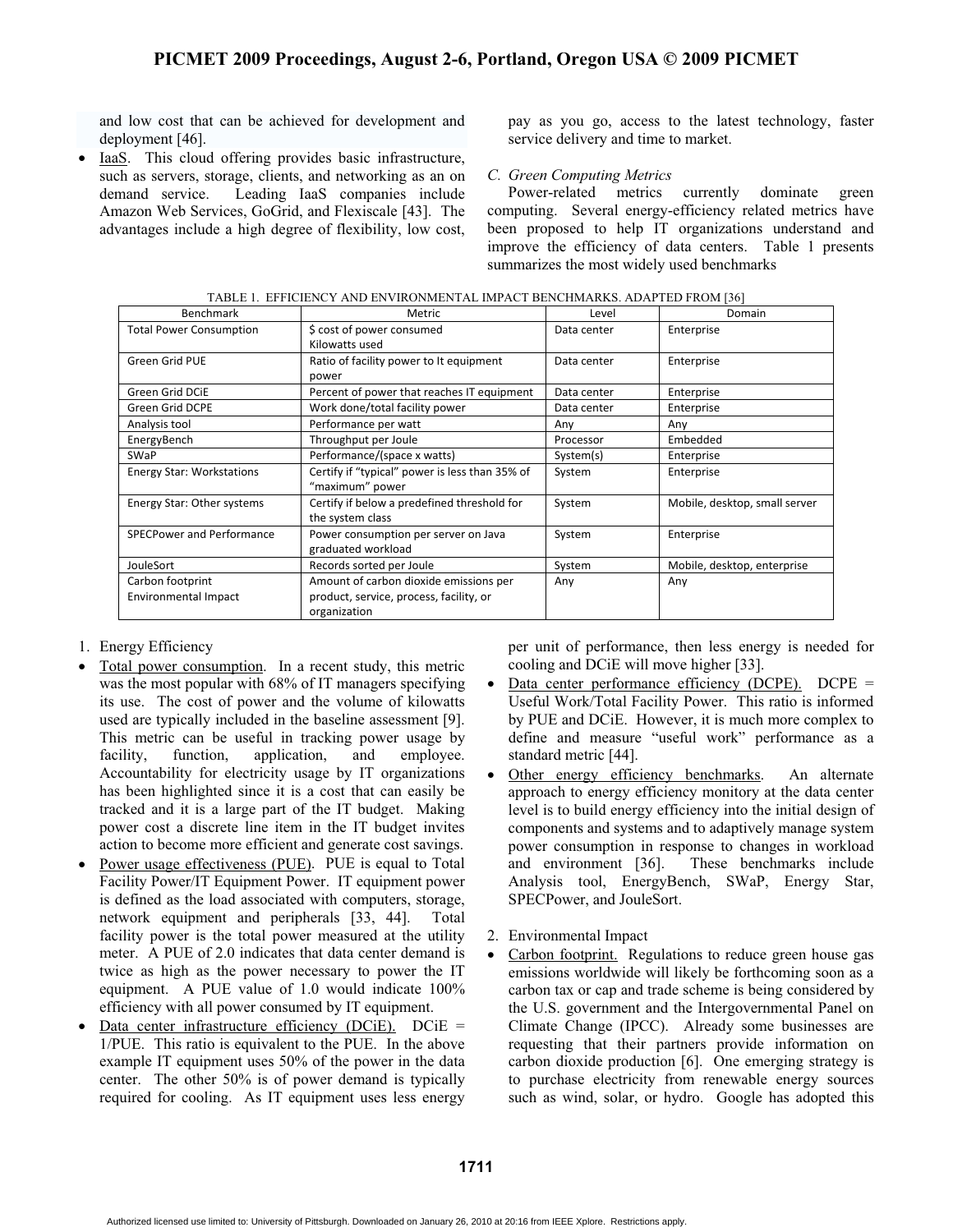and low cost that can be achieved for development and deployment [46].

- IaaS. This cloud offering provides basic infrastructure, such as servers, storage, clients, and networking as an on demand service. Leading IaaS companies include Amazon Web Services, GoGrid, and Flexiscale [43]. The advantages include a high degree of flexibility, low cost, pay as you go, access to the latest technology, faster service delivery and time to market.

### C. Green Computing Metrics

Power-related metrics currently dominate green computing. Several energy-efficiency related metrics have been proposed to help IT organizations understand and improve the efficiency of data centers. Table 1 presents summarizes the most widely used benchmarks

TABLE 1. EFFICIENCY AND ENVIRONMENTAL IMPACT BENCHMARKS. ADAPTED FROM [36]

| Benchmark | Metric | Level | Domain |
|---|---|---|---|
| Total Power Consumption | $ cost of power consumed<br>Kilowatts used | Data center | Enterprise |
| Green Grid PUE | Ratio of facility power to It equipment power | Data center | Enterprise |
| Green Grid DCiE | Percent of power that reaches IT equipment | Data center | Enterprise |
| Green Grid DCPE | Work done/total facility power | Data center | Enterprise |
| Analysis tool | Performance per watt | Any | Any |
| EnergyBench | Throughput per Joule | Processor | Embedded |
| SWaP | Performance/(space x watts) | System(s) | Enterprise |
| Energy Star: Workstations | Certify if "typical" power is less than 35% of "maximum" power | System | Enterprise |
| Energy Star: Other systems | Certify if below a predefined threshold for the system class | System | Mobile, desktop, small server |
| SPECPower and Performance | Power consumption per server on Java graduated workload | System | Enterprise |
| JouleSort | Records sorted per Joule | System | Mobile, desktop, enterprise |
| Carbon footprint<br>Environmental Impact | Amount of carbon dioxide emissions per product, service, process, facility, or organization | Any | Any |

1. Energy Efficiency

- Total power consumption. In a recent study, this metric was the most popular with 68% of IT managers specifying its use. The cost of power and the volume of kilowatts used are typically included in the baseline assessment [9]. This metric can be useful in tracking power usage by facility, function, application, and employee. Accountability for electricity usage by IT organizations has been highlighted since it is a cost that can easily be tracked and it is a large part of the IT budget. Making power cost a discrete line item in the IT budget invites action to become more efficient and generate cost savings.
- Power usage effectiveness (PUE). PUE is equal to Total Facility Power/IT Equipment Power. IT equipment power is defined as the load associated with computers, storage, network equipment and peripherals [33, 44]. Total facility power is the total power measured at the utility meter. A PUE of 2.0 indicates that data center demand is twice as high as the power necessary to power the IT equipment. A PUE value of 1.0 would indicate 100% efficiency with all power consumed by IT equipment.
- Data center infrastructure efficiency (DCiE). DCiE = 1/PUE. This ratio is equivalent to the PUE. In the above example IT equipment uses 50% of the power in the data center. The other 50% is of power demand is typically required for cooling. As IT equipment uses less energy per unit of performance, then less energy is needed for cooling and DCiE will move higher [33].
- Data center performance efficiency (DCPE). DCPE = Useful Work/Total Facility Power. This ratio is informed by PUE and DCiE. However, it is much more complex to define and measure "useful work" performance as a standard metric [44].
- Other energy efficiency benchmarks. An alternate approach to energy efficiency monitory at the data center level is to build energy efficiency into the initial design of components and systems and to adaptively manage system power consumption in response to changes in workload and environment [36]. These benchmarks include Analysis tool, EnergyBench, SWaP, Energy Star, SPECPower, and JouleSort.

2. Environmental Impact

- Carbon footprint. Regulations to reduce green house gas emissions worldwide will likely be forthcoming soon as a carbon tax or cap and trade scheme is being considered by the U.S. government and the Intergovernmental Panel on Climate Change (IPCC). Already some businesses are requesting that their partners provide information on carbon dioxide production [6]. One emerging strategy is to purchase electricity from renewable energy sources such as wind, solar, or hydro. Google has adopted this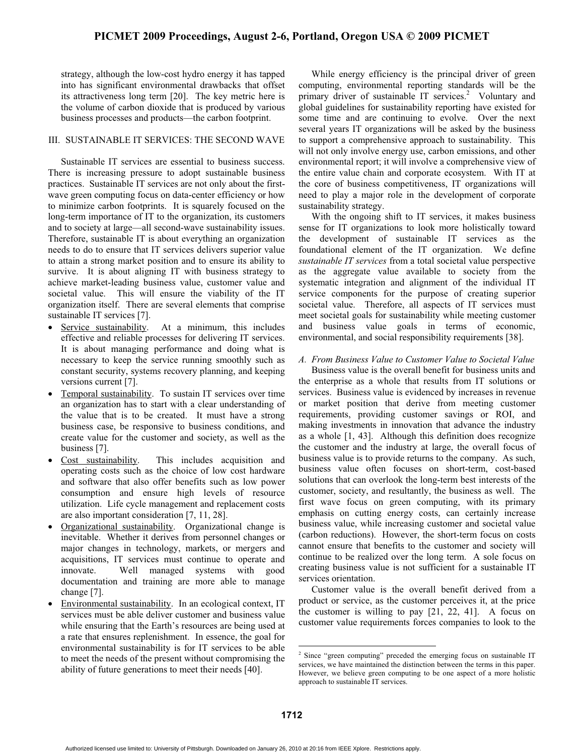strategy, although the low-cost hydro energy it has tapped into has significant environmental drawbacks that offset its attractiveness long term [20]. The key metric here is the volume of carbon dioxide that is produced by various business processes and products—the carbon footprint.

## III. SUSTAINABLE IT SERVICES: THE SECOND WAVE

Sustainable IT services are essential to business success. There is increasing pressure to adopt sustainable business practices. Sustainable IT services are not only about the first-wave green computing focus on data-center efficiency or how to minimize carbon footprints. It is squarely focused on the long-term importance of IT to the organization, its customers and to society at large—all second-wave sustainability issues. Therefore, sustainable IT is about everything an organization needs to do to ensure that IT services delivers superior value to attain a strong market position and to ensure its ability to survive. It is about aligning IT with business strategy to achieve market-leading business value, customer value and societal value. This will ensure the viability of the IT organization itself. There are several elements that comprise sustainable IT services [7].

- Service sustainability. At a minimum, this includes effective and reliable processes for delivering IT services. It is about managing performance and doing what is necessary to keep the service running smoothly such as constant security, systems recovery planning, and keeping versions current [7].
- Temporal sustainability. To sustain IT services over time an organization has to start with a clear understanding of the value that is to be created. It must have a strong business case, be responsive to business conditions, and create value for the customer and society, as well as the business [7].
- Cost sustainability. This includes acquisition and operating costs such as the choice of low cost hardware and software that also offer benefits such as low power consumption and ensure high levels of resource utilization. Life cycle management and replacement costs are also important consideration [7, 11, 28].
- Organizational sustainability. Organizational change is inevitable. Whether it derives from personnel changes or major changes in technology, markets, or mergers and acquisitions, IT services must continue to operate and innovate. Well managed systems with good documentation and training are more able to manage change [7].
- Environmental sustainability. In an ecological context, IT services must be able deliver customer and business value while ensuring that the Earth's resources are being used at a rate that ensures replenishment. In essence, the goal for environmental sustainability is for IT services to be able to meet the needs of the present without compromising the ability of future generations to meet their needs [40].

While energy efficiency is the principal driver of green computing, environmental reporting standards will be the primary driver of sustainable IT services.[2] Voluntary and global guidelines for sustainability reporting have existed for some time and are continuing to evolve. Over the next several years IT organizations will be asked by the business to support a comprehensive approach to sustainability. This will not only involve energy use, carbon emissions, and other environmental report; it will involve a comprehensive view of the entire value chain and corporate ecosystem. With IT at the core of business competitiveness, IT organizations will need to play a major role in the development of corporate sustainability strategy.

With the ongoing shift to IT services, it makes business sense for IT organizations to look more holistically toward the development of sustainable IT services as the foundational element of the IT organization. We define *sustainable IT services* from a total societal value perspective as the aggregate value available to society from the systematic integration and alignment of the individual IT service components for the purpose of creating superior societal value. Therefore, all aspects of IT services must meet societal goals for sustainability while meeting customer and business value goals in terms of economic, environmental, and social responsibility requirements [38].

### A. From Business Value to Customer Value to Societal Value

Business value is the overall benefit for business units and the enterprise as a whole that results from IT solutions or services. Business value is evidenced by increases in revenue or market position that derive from meeting customer requirements, providing customer savings or ROI, and making investments in innovation that advance the industry as a whole [1, 43]. Although this definition does recognize the customer and the industry at large, the overall focus of business value is to provide returns to the company. As such, business value often focuses on short-term, cost-based solutions that can overlook the long-term best interests of the customer, society, and resultantly, the business as well. The first wave focus on green computing, with its primary emphasis on cutting energy costs, can certainly increase business value, while increasing customer and societal value (carbon reductions). However, the short-term focus on costs cannot ensure that benefits to the customer and society will continue to be realized over the long term. A sole focus on creating business value is not sufficient for a sustainable IT services orientation.

Customer value is the overall benefit derived from a product or service, as the customer perceives it, at the price the customer is willing to pay [21, 22, 41]. A focus on customer value requirements forces companies to look to the

[2] Since "green computing" preceded the emerging focus on sustainable IT services, we have maintained the distinction between the terms in this paper. However, we believe green computing to be one aspect of a more holistic approach to sustainable IT services.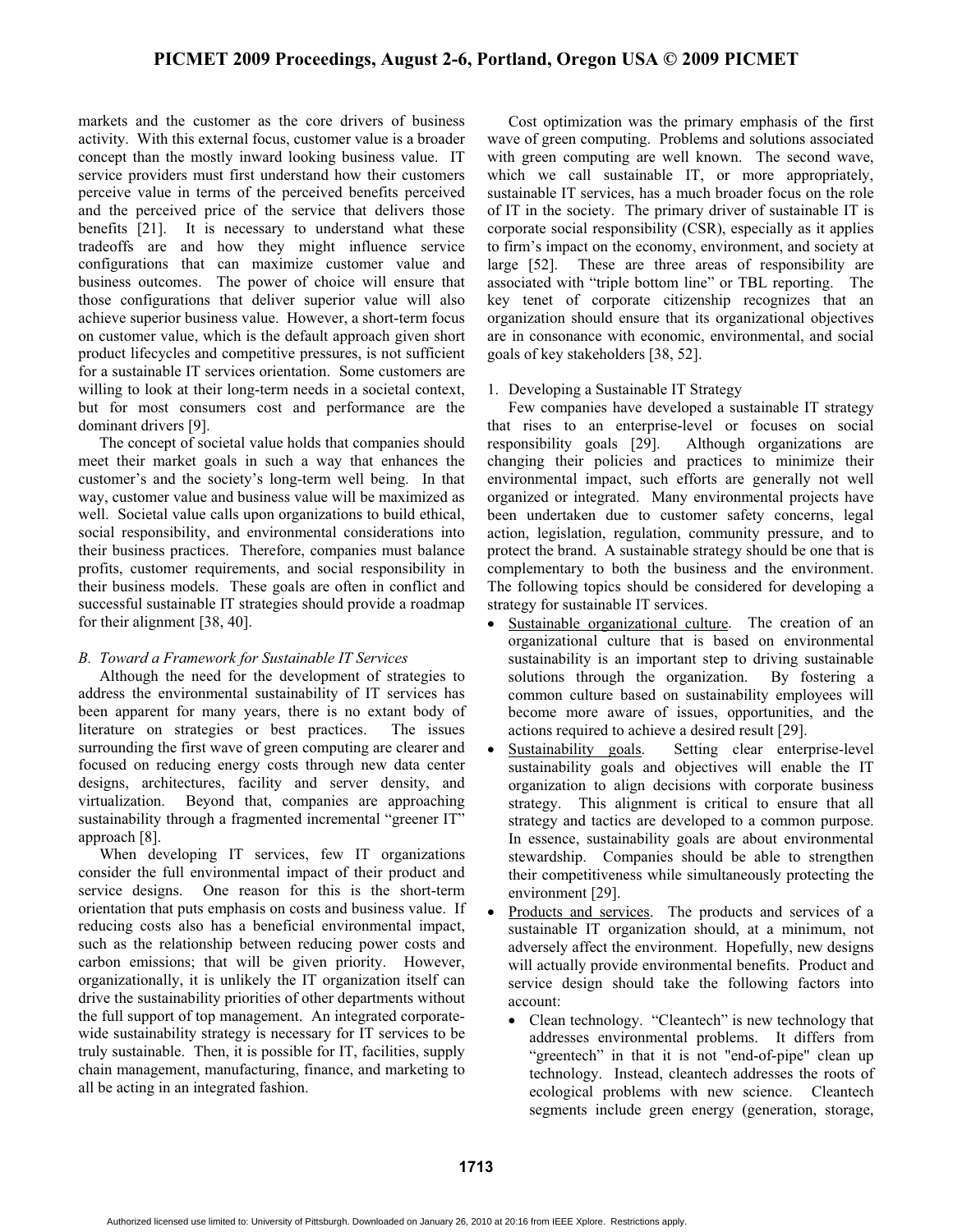markets and the customer as the core drivers of business activity. With this external focus, customer value is a broader concept than the mostly inward looking business value. IT service providers must first understand how their customers perceive value in terms of the perceived benefits perceived and the perceived price of the service that delivers those benefits [21]. It is necessary to understand what these tradeoffs are and how they might influence service configurations that can maximize customer value and business outcomes. The power of choice will ensure that those configurations that deliver superior value will also achieve superior business value. However, a short-term focus on customer value, which is the default approach given short product lifecycles and competitive pressures, is not sufficient for a sustainable IT services orientation. Some customers are willing to look at their long-term needs in a societal context, but for most consumers cost and performance are the dominant drivers [9].

The concept of societal value holds that companies should meet their market goals in such a way that enhances the customer's and the society's long-term well being. In that way, customer value and business value will be maximized as well. Societal value calls upon organizations to build ethical, social responsibility, and environmental considerations into their business practices. Therefore, companies must balance profits, customer requirements, and social responsibility in their business models. These goals are often in conflict and successful sustainable IT strategies should provide a roadmap for their alignment [38, 40].

### *B. Toward a Framework for Sustainable IT Services*

Although the need for the development of strategies to address the environmental sustainability of IT services has been apparent for many years, there is no extant body of literature on strategies or best practices. The issues surrounding the first wave of green computing are clearer and focused on reducing energy costs through new data center designs, architectures, facility and server density, and virtualization. Beyond that, companies are approaching sustainability through a fragmented incremental "greener IT" approach [8].

When developing IT services, few IT organizations consider the full environmental impact of their product and service designs. One reason for this is the short-term orientation that puts emphasis on costs and business value. If reducing costs also has a beneficial environmental impact, such as the relationship between reducing power costs and carbon emissions; that will be given priority. However, organizationally, it is unlikely the IT organization itself can drive the sustainability priorities of other departments without the full support of top management. An integrated corporate-wide sustainability strategy is necessary for IT services to be truly sustainable. Then, it is possible for IT, facilities, supply chain management, manufacturing, finance, and marketing to all be acting in an integrated fashion.

Cost optimization was the primary emphasis of the first wave of green computing. Problems and solutions associated with green computing are well known. The second wave, which we call sustainable IT, or more appropriately, sustainable IT services, has a much broader focus on the role of IT in the society. The primary driver of sustainable IT is corporate social responsibility (CSR), especially as it applies to firm's impact on the economy, environment, and society at large [52]. These are three areas of responsibility are associated with "triple bottom line" or TBL reporting. The key tenet of corporate citizenship recognizes that an organization should ensure that its organizational objectives are in consonance with economic, environmental, and social goals of key stakeholders [38, 52].

#### 1. Developing a Sustainable IT Strategy

Few companies have developed a sustainable IT strategy that rises to an enterprise-level or focuses on social responsibility goals [29]. Although organizations are changing their policies and practices to minimize their environmental impact, such efforts are generally not well organized or integrated. Many environmental projects have been undertaken due to customer safety concerns, legal action, legislation, regulation, community pressure, and to protect the brand. A sustainable strategy should be one that is complementary to both the business and the environment. The following topics should be considered for developing a strategy for sustainable IT services.

- Sustainable organizational culture. The creation of an organizational culture that is based on environmental sustainability is an important step to driving sustainable solutions through the organization. By fostering a common culture based on sustainability employees will become more aware of issues, opportunities, and the actions required to achieve a desired result [29].
- Sustainability goals. Setting clear enterprise-level sustainability goals and objectives will enable the IT organization to align decisions with corporate business strategy. This alignment is critical to ensure that all strategy and tactics are developed to a common purpose. In essence, sustainability goals are about environmental stewardship. Companies should be able to strengthen their competitiveness while simultaneously protecting the environment [29].
- Products and services. The products and services of a sustainable IT organization should, at a minimum, not adversely affect the environment. Hopefully, new designs will actually provide environmental benefits. Product and service design should take the following factors into account:
  - Clean technology. "Cleantech" is new technology that addresses environmental problems. It differs from "greentech" in that it is not "end-of-pipe" clean up technology. Instead, cleantech addresses the roots of ecological problems with new science. Cleantech segments include green energy (generation, storage,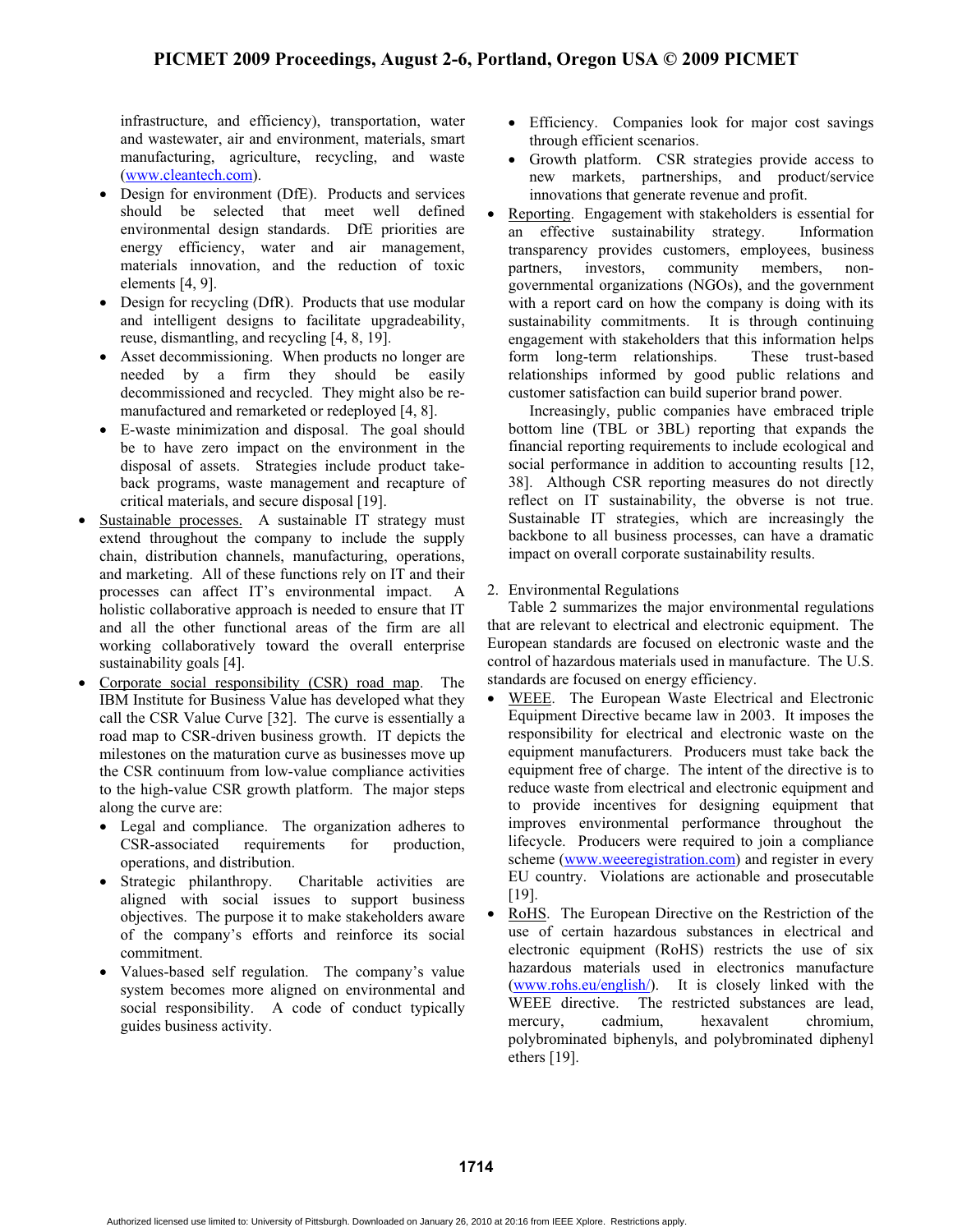infrastructure, and efficiency), transportation, water and wastewater, air and environment, materials, smart manufacturing, agriculture, recycling, and waste (www.cleantech.com).

  - Design for environment (DfE). Products and services should be selected that meet well defined environmental design standards. DfE priorities are energy efficiency, water and air management, materials innovation, and the reduction of toxic elements [4, 9].
  - Design for recycling (DfR). Products that use modular and intelligent designs to facilitate upgradeability, reuse, dismantling, and recycling [4, 8, 19].
  - Asset decommissioning. When products no longer are needed by a firm they should be easily decommissioned and recycled. They might also be re-manufactured and remarketed or redeployed [4, 8].
  - E-waste minimization and disposal. The goal should be to have zero impact on the environment in the disposal of assets. Strategies include product take-back programs, waste management and recapture of critical materials, and secure disposal [19].

- Sustainable processes. A sustainable IT strategy must extend throughout the company to include the supply chain, distribution channels, manufacturing, operations, and marketing. All of these functions rely on IT and their processes can affect IT's environmental impact. A holistic collaborative approach is needed to ensure that IT and all the other functional areas of the firm are all working collaboratively toward the overall enterprise sustainability goals [4].
- Corporate social responsibility (CSR) road map. The IBM Institute for Business Value has developed what they call the CSR Value Curve [32]. The curve is essentially a road map to CSR-driven business growth. IT depicts the milestones on the maturation curve as businesses move up the CSR continuum from low-value compliance activities to the high-value CSR growth platform. The major steps along the curve are:
  - Legal and compliance. The organization adheres to CSR-associated requirements for production, operations, and distribution.
  - Strategic philanthropy. Charitable activities are aligned with social issues to support business objectives. The purpose it to make stakeholders aware of the company's efforts and reinforce its social commitment.
  - Values-based self regulation. The company's value system becomes more aligned on environmental and social responsibility. A code of conduct typically guides business activity.
  - Efficiency. Companies look for major cost savings through efficient scenarios.
  - Growth platform. CSR strategies provide access to new markets, partnerships, and product/service innovations that generate revenue and profit.
- Reporting. Engagement with stakeholders is essential for an effective sustainability strategy. Information transparency provides customers, employees, business partners, investors, community members, non-governmental organizations (NGOs), and the government with a report card on how the company is doing with its sustainability commitments. It is through continuing engagement with stakeholders that this information helps form long-term relationships. These trust-based relationships informed by good public relations and customer satisfaction can build superior brand power.

  Increasingly, public companies have embraced triple bottom line (TBL or 3BL) reporting that expands the financial reporting requirements to include ecological and social performance in addition to accounting results [12, 38]. Although CSR reporting measures do not directly reflect on IT sustainability, the obverse is not true. Sustainable IT strategies, which are increasingly the backbone to all business processes, can have a dramatic impact on overall corporate sustainability results.

2. Environmental Regulations

Table 2 summarizes the major environmental regulations that are relevant to electrical and electronic equipment. The European standards are focused on electronic waste and the control of hazardous materials used in manufacture. The U.S. standards are focused on energy efficiency.

- WEEE. The European Waste Electrical and Electronic Equipment Directive became law in 2003. It imposes the responsibility for electrical and electronic waste on the equipment manufacturers. Producers must take back the equipment free of charge. The intent of the directive is to reduce waste from electrical and electronic equipment and to provide incentives for designing equipment that improves environmental performance throughout the lifecycle. Producers were required to join a compliance scheme (www.weeeregistration.com) and register in every EU country. Violations are actionable and prosecutable [19].
- RoHS. The European Directive on the Restriction of the use of certain hazardous substances in electrical and electronic equipment (RoHS) restricts the use of six hazardous materials used in electronics manufacture (www.rohs.eu/english/). It is closely linked with the WEEE directive. The restricted substances are lead, mercury, cadmium, hexavalent chromium, polybrominated biphenyls, and polybrominated diphenyl ethers [19].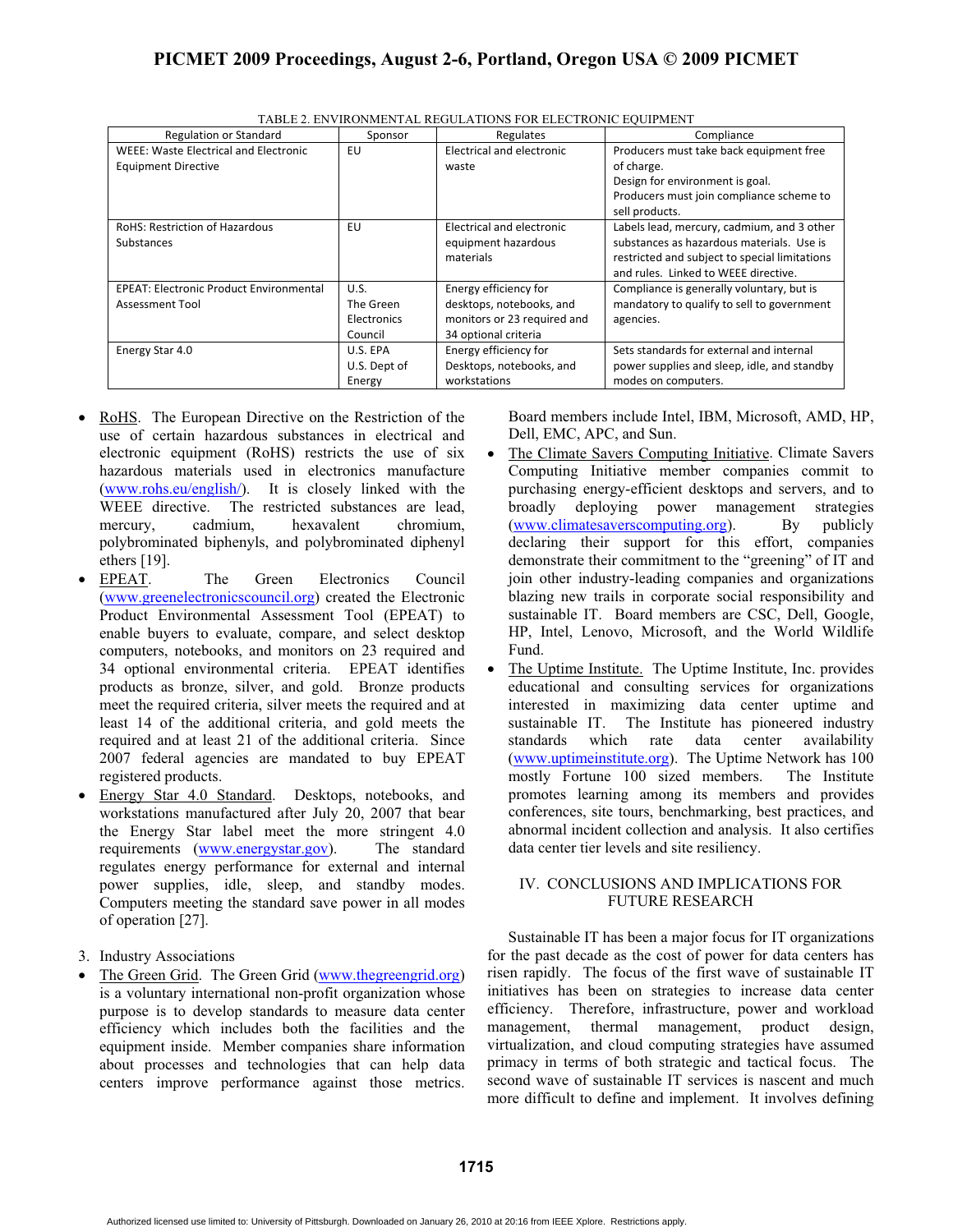TABLE 2. ENVIRONMENTAL REGULATIONS FOR ELECTRONIC EQUIPMENT

| Regulation or Standard | Sponsor | Regulates | Compliance |
|---|---|---|---|
| WEEE: Waste Electrical and Electronic Equipment Directive | EU | Electrical and electronic waste | Producers must take back equipment free of charge. Design for environment is goal. Producers must join compliance scheme to sell products. |
| RoHS: Restriction of Hazardous Substances | EU | Electrical and electronic equipment hazardous materials | Labels lead, mercury, cadmium, and 3 other substances as hazardous materials. Use is restricted and subject to special limitations and rules. Linked to WEEE directive. |
| EPEAT: Electronic Product Environmental Assessment Tool | U.S. The Green Electronics Council | Energy efficiency for desktops, notebooks, and monitors or 23 required and 34 optional criteria | Compliance is generally voluntary, but is mandatory to qualify to sell to government agencies. |
| Energy Star 4.0 | U.S. EPA U.S. Dept of Energy | Energy efficiency for Desktops, notebooks, and workstations | Sets standards for external and internal power supplies and sleep, idle, and standby modes on computers. |

- RoHS. The European Directive on the Restriction of the use of certain hazardous substances in electrical and electronic equipment (RoHS) restricts the use of six hazardous materials used in electronics manufacture (www.rohs.eu/english/). It is closely linked with the WEEE directive. The restricted substances are lead, mercury, cadmium, hexavalent chromium, polybrominated biphenyls, and polybrominated diphenyl ethers [19].
- EPEAT. The Green Electronics Council (www.greenelectronicscouncil.org) created the Electronic Product Environmental Assessment Tool (EPEAT) to enable buyers to evaluate, compare, and select desktop computers, notebooks, and monitors on 23 required and 34 optional environmental criteria. EPEAT identifies products as bronze, silver, and gold. Bronze products meet the required criteria, silver meets the required and at least 14 of the additional criteria, and gold meets the required and at least 21 of the additional criteria. Since 2007 federal agencies are mandated to buy EPEAT registered products.
- Energy Star 4.0 Standard. Desktops, notebooks, and workstations manufactured after July 20, 2007 that bear the Energy Star label meet the more stringent 4.0 requirements (www.energystar.gov). The standard regulates energy performance for external and internal power supplies, idle, sleep, and standby modes. Computers meeting the standard save power in all modes of operation [27].

3. Industry Associations

- The Green Grid. The Green Grid (www.thegreengrid.org) is a voluntary international non-profit organization whose purpose is to develop standards to measure data center efficiency which includes both the facilities and the equipment inside. Member companies share information about processes and technologies that can help data centers improve performance against those metrics. Board members include Intel, IBM, Microsoft, AMD, HP, Dell, EMC, APC, and Sun.
- The Climate Savers Computing Initiative. Climate Savers Computing Initiative member companies commit to purchasing energy-efficient desktops and servers, and to broadly deploying power management strategies (www.climatesaverscomputing.org). By publicly declaring their support for this effort, companies demonstrate their commitment to the "greening" of IT and join other industry-leading companies and organizations blazing new trails in corporate social responsibility and sustainable IT. Board members are CSC, Dell, Google, HP, Intel, Lenovo, Microsoft, and the World Wildlife Fund.
- The Uptime Institute. The Uptime Institute, Inc. provides educational and consulting services for organizations interested in maximizing data center uptime and sustainable IT. The Institute has pioneered industry standards which rate data center availability (www.uptimeinstitute.org). The Uptime Network has 100 mostly Fortune 100 sized members. The Institute promotes learning among its members and provides conferences, site tours, benchmarking, best practices, and abnormal incident collection and analysis. It also certifies data center tier levels and site resiliency.

## IV. CONCLUSIONS AND IMPLICATIONS FOR FUTURE RESEARCH

Sustainable IT has been a major focus for IT organizations for the past decade as the cost of power for data centers has risen rapidly. The focus of the first wave of sustainable IT initiatives has been on strategies to increase data center efficiency. Therefore, infrastructure, power and workload management, thermal management, product design, virtualization, and cloud computing strategies have assumed primacy in terms of both strategic and tactical focus. The second wave of sustainable IT services is nascent and much more difficult to define and implement. It involves defining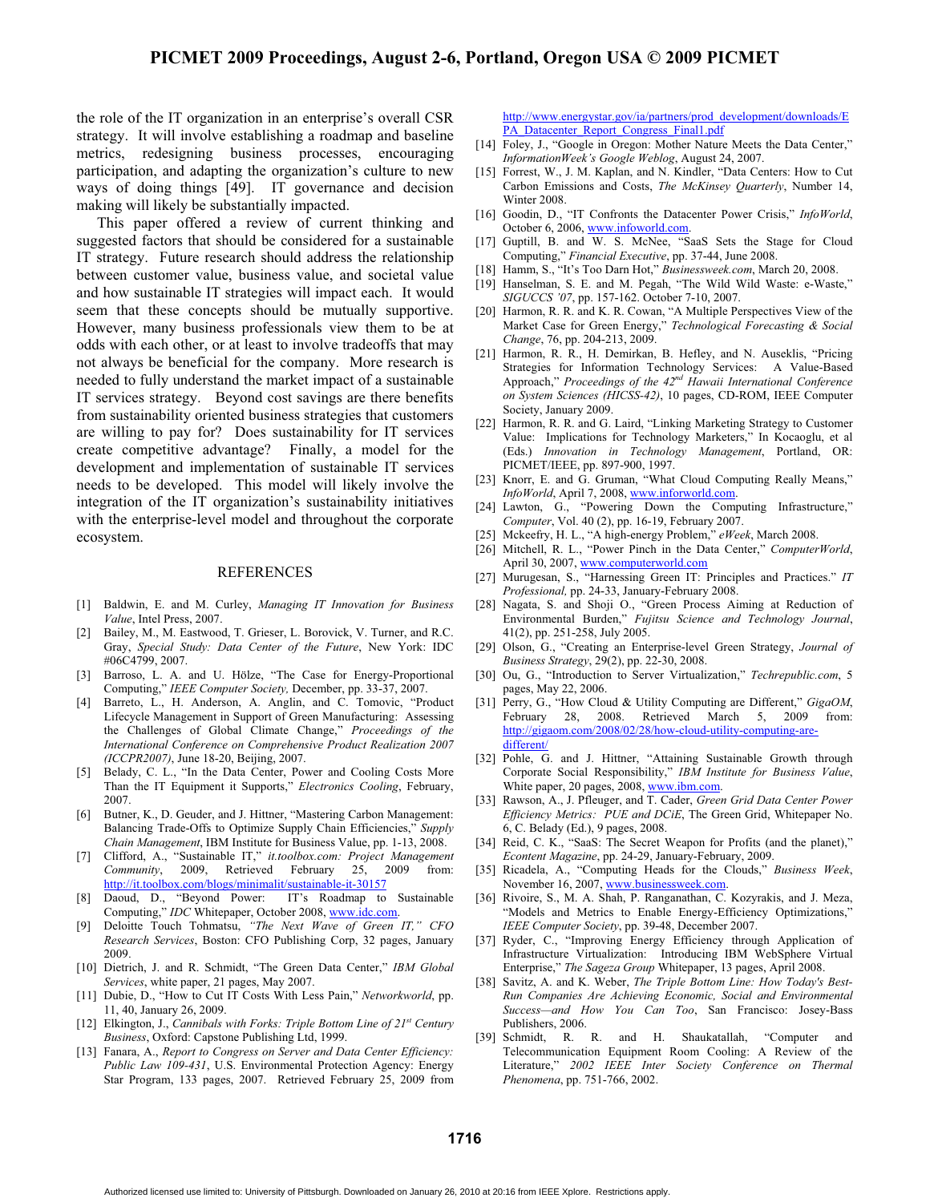the role of the IT organization in an enterprise's overall CSR strategy. It will involve establishing a roadmap and baseline metrics, redesigning business processes, encouraging participation, and adapting the organization's culture to new ways of doing things [49]. IT governance and decision making will likely be substantially impacted.

This paper offered a review of current thinking and suggested factors that should be considered for a sustainable IT strategy. Future research should address the relationship between customer value, business value, and societal value and how sustainable IT strategies will impact each. It would seem that these concepts should be mutually supportive. However, many business professionals view them to be at odds with each other, or at least to involve tradeoffs that may not always be beneficial for the company. More research is needed to fully understand the market impact of a sustainable IT services strategy. Beyond cost savings are there benefits from sustainability oriented business strategies that customers are willing to pay for? Does sustainability for IT services create competitive advantage? Finally, a model for the development and implementation of sustainable IT services needs to be developed. This model will likely involve the integration of the IT organization's sustainability initiatives with the enterprise-level model and throughout the corporate ecosystem.

## REFERENCES

[1] Baldwin, E. and M. Curley, *Managing IT Innovation for Business Value*, Intel Press, 2007.

[2] Bailey, M., M. Eastwood, T. Grieser, L. Borovick, V. Turner, and R.C. Gray, *Special Study: Data Center of the Future*, New York: IDC #06C4799, 2007.

[3] Barroso, L. A. and U. Hölze, "The Case for Energy-Proportional Computing," *IEEE Computer Society,* December, pp. 33-37, 2007.

[4] Barreto, L., H. Anderson, A. Anglin, and C. Tomovic, "Product Lifecycle Management in Support of Green Manufacturing: Assessing the Challenges of Global Climate Change," *Proceedings of the International Conference on Comprehensive Product Realization 2007 (ICCPR2007)*, June 18-20, Beijing, 2007.

[5] Belady, C. L., "In the Data Center, Power and Cooling Costs More Than the IT Equipment it Supports," *Electronics Cooling*, February, 2007.

[6] Butner, K., D. Geuder, and J. Hittner, "Mastering Carbon Management: Balancing Trade-Offs to Optimize Supply Chain Efficiencies," *Supply Chain Management*, IBM Institute for Business Value, pp. 1-13, 2008.

[7] Clifford, A., "Sustainable IT," *it.toolbox.com: Project Management Community*, 2009, Retrieved February 25, 2009 from: http://it.toolbox.com/blogs/minimalit/sustainable-it-30157

[8] Daoud, D., "Beyond Power: IT's Roadmap to Sustainable Computing," *IDC* Whitepaper, October 2008, www.idc.com.

[9] Deloitte Touch Tohmatsu, *"The Next Wave of Green IT," CFO Research Services*, Boston: CFO Publishing Corp, 32 pages, January 2009.

[10] Dietrich, J. and R. Schmidt, "The Green Data Center," *IBM Global Services*, white paper, 21 pages, May 2007.

[11] Dubie, D., "How to Cut IT Costs With Less Pain," *Networkworld*, pp. 11, 40, January 26, 2009.

[12] Elkington, J., *Cannibals with Forks: Triple Bottom Line of 21st Century Business*, Oxford: Capstone Publishing Ltd, 1999.

[13] Fanara, A., *Report to Congress on Server and Data Center Efficiency: Public Law 109-431*, U.S. Environmental Protection Agency: Energy Star Program, 133 pages, 2007. Retrieved February 25, 2009 from http://www.energystar.gov/ia/partners/prod_development/downloads/EPA_Datacenter_Report_Congress_Final1.pdf

[14] Foley, J., "Google in Oregon: Mother Nature Meets the Data Center," *InformationWeek's Google Weblog*, August 24, 2007.

[15] Forrest, W., J. M. Kaplan, and N. Kindler, "Data Centers: How to Cut Carbon Emissions and Costs, *The McKinsey Quarterly*, Number 14, Winter 2008.

[16] Goodin, D., "IT Confronts the Datacenter Power Crisis," *InfoWorld*, October 6, 2006, www.infoworld.com.

[17] Guptill, B. and W. S. McNee, "SaaS Sets the Stage for Cloud Computing," *Financial Executive*, pp. 37-44, June 2008.

[18] Hamm, S., "It's Too Darn Hot," *Businessweek.com*, March 20, 2008.

[19] Hanselman, S. E. and M. Pegah, "The Wild Wild Waste: e-Waste," *SIGUCCS '07*, pp. 157-162. October 7-10, 2007.

[20] Harmon, R. R. and K. R. Cowan, "A Multiple Perspectives View of the Market Case for Green Energy," *Technological Forecasting & Social Change*, 76, pp. 204-213, 2009.

[21] Harmon, R. R., H. Demirkan, B. Hefley, and N. Auseklis, "Pricing Strategies for Information Technology Services: A Value-Based Approach," *Proceedings of the 42nd Hawaii International Conference on System Sciences (HICSS-42)*, 10 pages, CD-ROM, IEEE Computer Society, January 2009.

[22] Harmon, R. R. and G. Laird, "Linking Marketing Strategy to Customer Value: Implications for Technology Marketers," In Kocaoglu, et al (Eds.) *Innovation in Technology Management*, Portland, OR: PICMET/IEEE, pp. 897-900, 1997.

[23] Knorr, E. and G. Gruman, "What Cloud Computing Really Means," *InfoWorld*, April 7, 2008, www.inforworld.com.

[24] Lawton, G., "Powering Down the Computing Infrastructure," *Computer*, Vol. 40 (2), pp. 16-19, February 2007.

[25] Mckeefry, H. L., "A high-energy Problem," *eWeek*, March 2008.

[26] Mitchell, R. L., "Power Pinch in the Data Center," *ComputerWorld*, April 30, 2007, www.computerworld.com

[27] Murugesan, S., "Harnessing Green IT: Principles and Practices." *IT Professional*, pp. 24-33, January-February 2008.

[28] Nagata, S. and Shoji O., "Green Process Aiming at Reduction of Environmental Burden," *Fujitsu Science and Technology Journal*, 41(2), pp. 251-258, July 2005.

[29] Olson, G., "Creating an Enterprise-level Green Strategy, *Journal of Business Strategy*, 29(2), pp. 22-30, 2008.

[30] Ou, G., "Introduction to Server Virtualization," *Techrepublic.com*, 5 pages, May 22, 2006.

[31] Perry, G., "How Cloud & Utility Computing are Different," *GigaOM*, February 28, 2008. Retrieved March 5, 2009 from: http://gigaom.com/2008/02/28/how-cloud-utility-computing-are-different/

[32] Pohle, G. and J. Hittner, "Attaining Sustainable Growth through Corporate Social Responsibility," *IBM Institute for Business Value*, White paper, 20 pages, 2008, www.ibm.com.

[33] Rawson, A., J. Pfleuger, and T. Cader, *Green Grid Data Center Power Efficiency Metrics: PUE and DCiE*, The Green Grid, Whitepaper No. 6, C. Belady (Ed.), 9 pages, 2008.

[34] Reid, C. K., "SaaS: The Secret Weapon for Profits (and the planet)," *Econtent Magazine*, pp. 24-29, January-February, 2009.

[35] Ricadela, A., "Computing Heads for the Clouds," *Business Week*, November 16, 2007, www.businessweek.com.

[36] Rivoire, S., M. A. Shah, P. Ranganathan, C. Kozyrakis, and J. Meza, "Models and Metrics to Enable Energy-Efficiency Optimizations," *IEEE Computer Society*, pp. 39-48, December 2007.

[37] Ryder, C., "Improving Energy Efficiency through Application of Infrastructure Virtualization: Introducing IBM WebSphere Virtual Enterprise," *The Sageza Group* Whitepaper, 13 pages, April 2008.

[38] Savitz, A. and K. Weber, *The Triple Bottom Line: How Today's Best-Run Companies Are Achieving Economic, Social and Environmental Success—and How You Can Too*, San Francisco: Josey-Bass Publishers, 2006.

[39] Schmidt, R. R. and H. Shaukatallah, "Computer and Telecommunication Equipment Room Cooling: A Review of the Literature," *2002 IEEE Inter Society Conference on Thermal Phenomena*, pp. 751-766, 2002.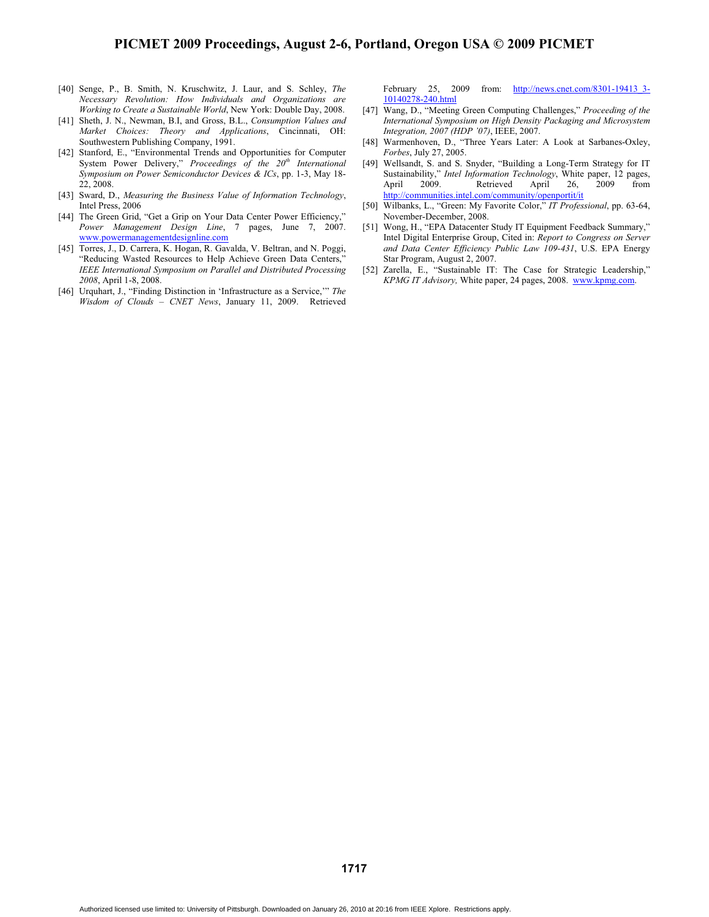[40] Senge, P., B. Smith, N. Kruschwitz, J. Laur, and S. Schley, *The Necessary Revolution: How Individuals and Organizations are Working to Create a Sustainable World*, New York: Double Day, 2008.

[41] Sheth, J. N., Newman, B.I, and Gross, B.L., *Consumption Values and Market Choices: Theory and Applications*, Cincinnati, OH: Southwestern Publishing Company, 1991.

[42] Stanford, E., "Environmental Trends and Opportunities for Computer System Power Delivery," *Proceedings of the 20th International Symposium on Power Semiconductor Devices & ICs*, pp. 1-3, May 18-22, 2008.

[43] Sward, D., *Measuring the Business Value of Information Technology*, Intel Press, 2006

[44] The Green Grid, "Get a Grip on Your Data Center Power Efficiency," *Power Management Design Line*, 7 pages, June 7, 2007. www.powermanagementdesignline.com

[45] Torres, J., D. Carrera, K. Hogan, R. Gavalda, V. Beltran, and N. Poggi, "Reducing Wasted Resources to Help Achieve Green Data Centers," *IEEE International Symposium on Parallel and Distributed Processing 2008*, April 1-8, 2008.

[46] Urquhart, J., "Finding Distinction in 'Infrastructure as a Service,'" *The Wisdom of Clouds – CNET News*, January 11, 2009. Retrieved February 25, 2009 from: http://news.cnet.com/8301-19413_3-10140278-240.html

[47] Wang, D., "Meeting Green Computing Challenges," *Proceeding of the International Symposium on High Density Packaging and Microsystem Integration, 2007 (HDP '07)*, IEEE, 2007.

[48] Warmenhoven, D., "Three Years Later: A Look at Sarbanes-Oxley, *Forbes*, July 27, 2005.

[49] Wellsandt, S. and S. Snyder, "Building a Long-Term Strategy for IT Sustainability," *Intel Information Technology*, White paper, 12 pages, April 2009. Retrieved April 26, 2009 from http://communities.intel.com/community/openportit/it

[50] Wilbanks, L., "Green: My Favorite Color," *IT Professional*, pp. 63-64, November-December, 2008.

[51] Wong, H., "EPA Datacenter Study IT Equipment Feedback Summary," Intel Digital Enterprise Group, Cited in: *Report to Congress on Server and Data Center Efficiency Public Law 109-431*, U.S. EPA Energy Star Program, August 2, 2007.

[52] Zarella, E., "Sustainable IT: The Case for Strategic Leadership," *KPMG IT Advisory,* White paper, 24 pages, 2008. www.kpmg.com.